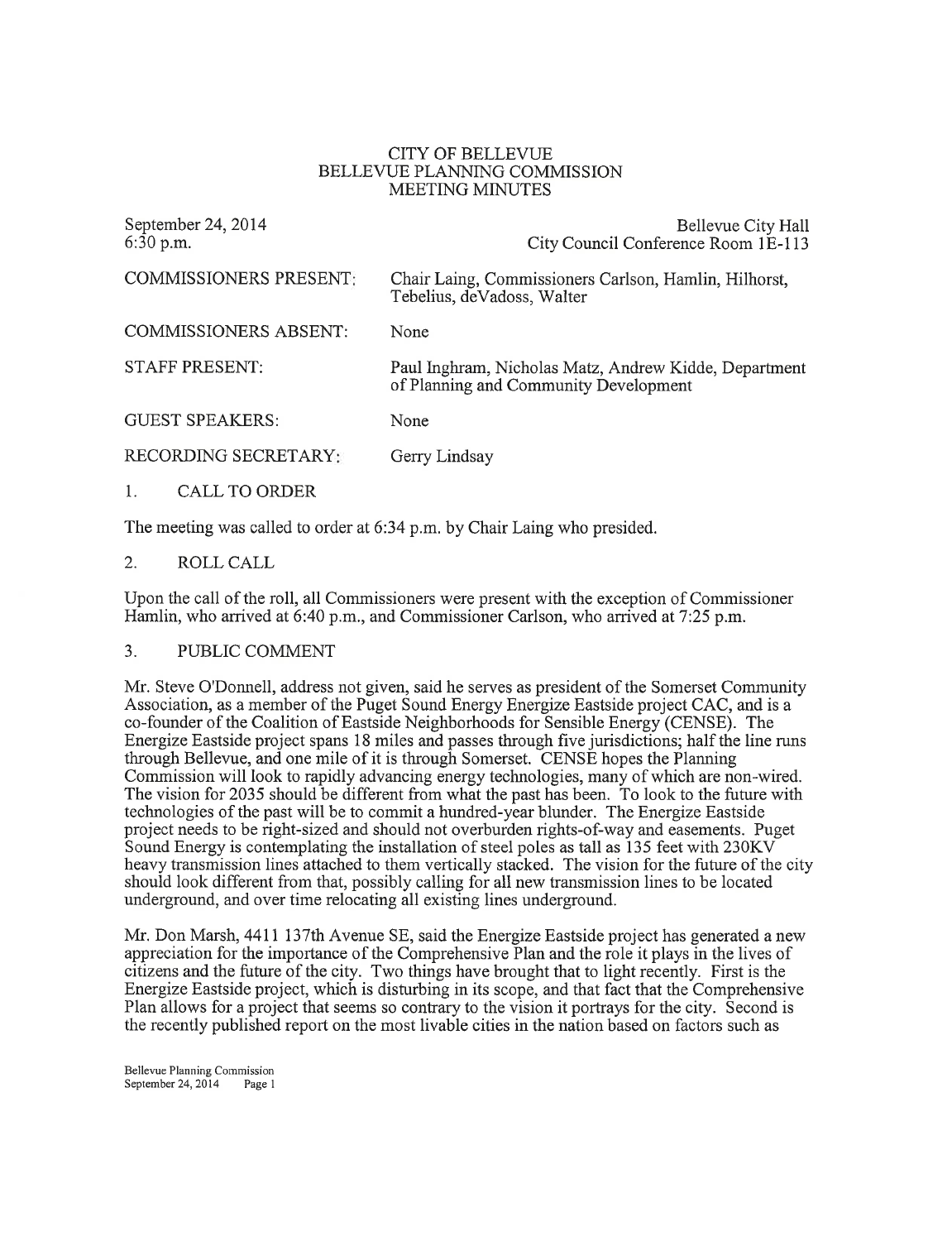CITY OF BELLEVUE
BELLEVUE PLANNING COMMISSION
MEETING MINUTES

September 24, 2014
6:30 p.m.

Bellevue City Hall
City Council Conference Room 1E-113

| | |
|---|---|
| COMMISSIONERS PRESENT: | Chair Laing, Commissioners Carlson, Hamlin, Hilhorst, Tebelius, deVadoss, Walter |
| COMMISSIONERS ABSENT: | None |
| STAFF PRESENT: | Paul Inghram, Nicholas Matz, Andrew Kidde, Department of Planning and Community Development |
| GUEST SPEAKERS: | None |
| RECORDING SECRETARY: | Gerry Lindsay |

1. CALL TO ORDER

The meeting was called to order at 6:34 p.m. by Chair Laing who presided.

2. ROLL CALL

Upon the call of the roll, all Commissioners were present with the exception of Commissioner Hamlin, who arrived at 6:40 p.m., and Commissioner Carlson, who arrived at 7:25 p.m.

3. PUBLIC COMMENT

Mr. Steve O'Donnell, address not given, said he serves as president of the Somerset Community Association, as a member of the Puget Sound Energy Energize Eastside project CAC, and is a co-founder of the Coalition of Eastside Neighborhoods for Sensible Energy (CENSE). The Energize Eastside project spans 18 miles and passes through five jurisdictions; half the line runs through Bellevue, and one mile of it is through Somerset. CENSE hopes the Planning Commission will look to rapidly advancing energy technologies, many of which are non-wired. The vision for 2035 should be different from what the past has been. To look to the future with technologies of the past will be to commit a hundred-year blunder. The Energize Eastside project needs to be right-sized and should not overburden rights-of-way and easements. Puget Sound Energy is contemplating the installation of steel poles as tall as 135 feet with 230KV heavy transmission lines attached to them vertically stacked. The vision for the future of the city should look different from that, possibly calling for all new transmission lines to be located underground, and over time relocating all existing lines underground.

Mr. Don Marsh, 4411 137th Avenue SE, said the Energize Eastside project has generated a new appreciation for the importance of the Comprehensive Plan and the role it plays in the lives of citizens and the future of the city. Two things have brought that to light recently. First is the Energize Eastside project, which is disturbing in its scope, and that fact that the Comprehensive Plan allows for a project that seems so contrary to the vision it portrays for the city. Second is the recently published report on the most livable cities in the nation based on factors such as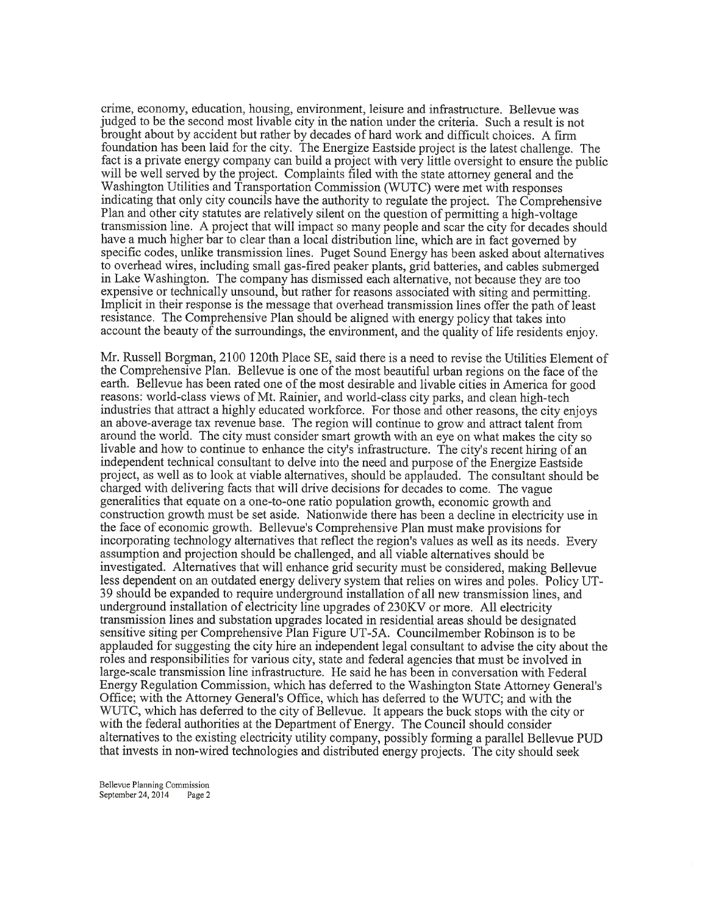crime, economy, education, housing, environment, leisure and infrastructure. Bellevue was judged to be the second most livable city in the nation under the criteria. Such a result is not brought about by accident but rather by decades of hard work and difficult choices. A firm foundation has been laid for the city. The Energize Eastside project is the latest challenge. The fact is a private energy company can build a project with very little oversight to ensure the public will be well served by the project. Complaints filed with the state attorney general and the Washington Utilities and Transportation Commission (WUTC) were met with responses indicating that only city councils have the authority to regulate the project. The Comprehensive Plan and other city statutes are relatively silent on the question of permitting a high-voltage transmission line. A project that will impact so many people and scar the city for decades should have a much higher bar to clear than a local distribution line, which are in fact governed by specific codes, unlike transmission lines. Puget Sound Energy has been asked about alternatives to overhead wires, including small gas-fired peaker plants, grid batteries, and cables submerged in Lake Washington. The company has dismissed each alternative, not because they are too expensive or technically unsound, but rather for reasons associated with siting and permitting. Implicit in their response is the message that overhead transmission lines offer the path of least resistance. The Comprehensive Plan should be aligned with energy policy that takes into account the beauty of the surroundings, the environment, and the quality of life residents enjoy.

Mr. Russell Borgman, 2100 120th Place SE, said there is a need to revise the Utilities Element of the Comprehensive Plan. Bellevue is one of the most beautiful urban regions on the face of the earth. Bellevue has been rated one of the most desirable and livable cities in America for good reasons: world-class views of Mt. Rainier, and world-class city parks, and clean high-tech industries that attract a highly educated workforce. For those and other reasons, the city enjoys an above-average tax revenue base. The region will continue to grow and attract talent from around the world. The city must consider smart growth with an eye on what makes the city so livable and how to continue to enhance the city's infrastructure. The city's recent hiring of an independent technical consultant to delve into the need and purpose of the Energize Eastside project, as well as to look at viable alternatives, should be applauded. The consultant should be charged with delivering facts that will drive decisions for decades to come. The vague generalities that equate on a one-to-one ratio population growth, economic growth and construction growth must be set aside. Nationwide there has been a decline in electricity use in the face of economic growth. Bellevue's Comprehensive Plan must make provisions for incorporating technology alternatives that reflect the region's values as well as its needs. Every assumption and projection should be challenged, and all viable alternatives should be investigated. Alternatives that will enhance grid security must be considered, making Bellevue less dependent on an outdated energy delivery system that relies on wires and poles. Policy UT-39 should be expanded to require underground installation of all new transmission lines, and underground installation of electricity line upgrades of 230KV or more. All electricity transmission lines and substation upgrades located in residential areas should be designated sensitive siting per Comprehensive Plan Figure UT-5A. Councilmember Robinson is to be applauded for suggesting the city hire an independent legal consultant to advise the city about the roles and responsibilities for various city, state and federal agencies that must be involved in large-scale transmission line infrastructure. He said he has been in conversation with Federal Energy Regulation Commission, which has deferred to the Washington State Attorney General's Office; with the Attorney General's Office, which has deferred to the WUTC; and with the WUTC, which has deferred to the city of Bellevue. It appears the buck stops with the city or with the federal authorities at the Department of Energy. The Council should consider alternatives to the existing electricity utility company, possibly forming a parallel Bellevue PUD that invests in non-wired technologies and distributed energy projects. The city should seek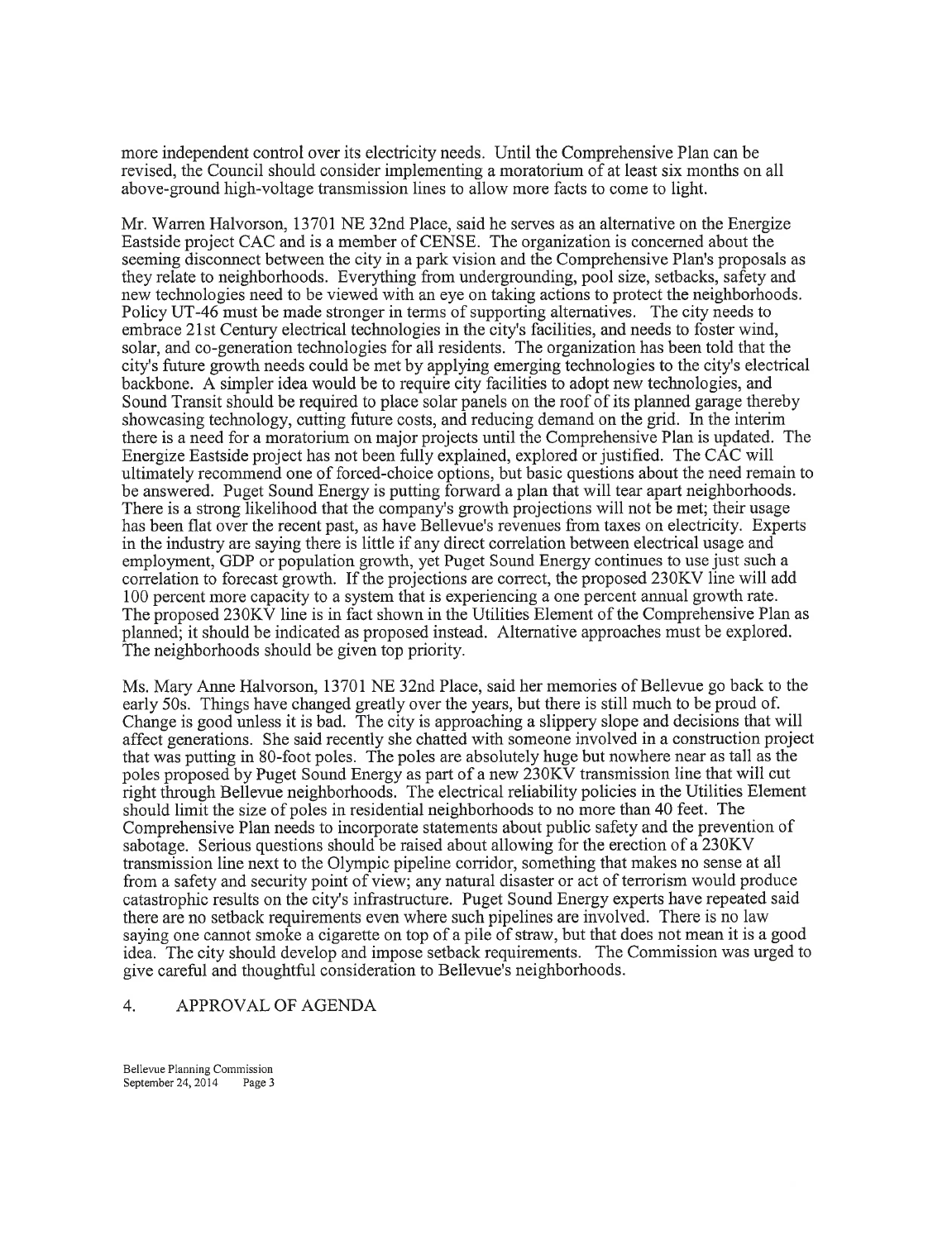more independent control over its electricity needs. Until the Comprehensive Plan can be revised, the Council should consider implementing a moratorium of at least six months on all above-ground high-voltage transmission lines to allow more facts to come to light.

Mr. Warren Halvorson, 13701 NE 32nd Place, said he serves as an alternative on the Energize Eastside project CAC and is a member of CENSE. The organization is concerned about the seeming disconnect between the city in a park vision and the Comprehensive Plan's proposals as they relate to neighborhoods. Everything from undergrounding, pool size, setbacks, safety and new technologies need to be viewed with an eye on taking actions to protect the neighborhoods. Policy UT-46 must be made stronger in terms of supporting alternatives. The city needs to embrace 21st Century electrical technologies in the city's facilities, and needs to foster wind, solar, and co-generation technologies for all residents. The organization has been told that the city's future growth needs could be met by applying emerging technologies to the city's electrical backbone. A simpler idea would be to require city facilities to adopt new technologies, and Sound Transit should be required to place solar panels on the roof of its planned garage thereby showcasing technology, cutting future costs, and reducing demand on the grid. In the interim there is a need for a moratorium on major projects until the Comprehensive Plan is updated. The Energize Eastside project has not been fully explained, explored or justified. The CAC will ultimately recommend one of forced-choice options, but basic questions about the need remain to be answered. Puget Sound Energy is putting forward a plan that will tear apart neighborhoods. There is a strong likelihood that the company's growth projections will not be met; their usage has been flat over the recent past, as have Bellevue's revenues from taxes on electricity. Experts in the industry are saying there is little if any direct correlation between electrical usage and employment, GDP or population growth, yet Puget Sound Energy continues to use just such a correlation to forecast growth. If the projections are correct, the proposed 230KV line will add 100 percent more capacity to a system that is experiencing a one percent annual growth rate. The proposed 230KV line is in fact shown in the Utilities Element of the Comprehensive Plan as planned; it should be indicated as proposed instead. Alternative approaches must be explored. The neighborhoods should be given top priority.

Ms. Mary Anne Halvorson, 13701 NE 32nd Place, said her memories of Bellevue go back to the early 50s. Things have changed greatly over the years, but there is still much to be proud of. Change is good unless it is bad. The city is approaching a slippery slope and decisions that will affect generations. She said recently she chatted with someone involved in a construction project that was putting in 80-foot poles. The poles are absolutely huge but nowhere near as tall as the poles proposed by Puget Sound Energy as part of a new 230KV transmission line that will cut right through Bellevue neighborhoods. The electrical reliability policies in the Utilities Element should limit the size of poles in residential neighborhoods to no more than 40 feet. The Comprehensive Plan needs to incorporate statements about public safety and the prevention of sabotage. Serious questions should be raised about allowing for the erection of a 230KV transmission line next to the Olympic pipeline corridor, something that makes no sense at all from a safety and security point of view; any natural disaster or act of terrorism would produce catastrophic results on the city's infrastructure. Puget Sound Energy experts have repeated said there are no setback requirements even where such pipelines are involved. There is no law saying one cannot smoke a cigarette on top of a pile of straw, but that does not mean it is a good idea. The city should develop and impose setback requirements. The Commission was urged to give careful and thoughtful consideration to Bellevue's neighborhoods.

## 4. APPROVAL OF AGENDA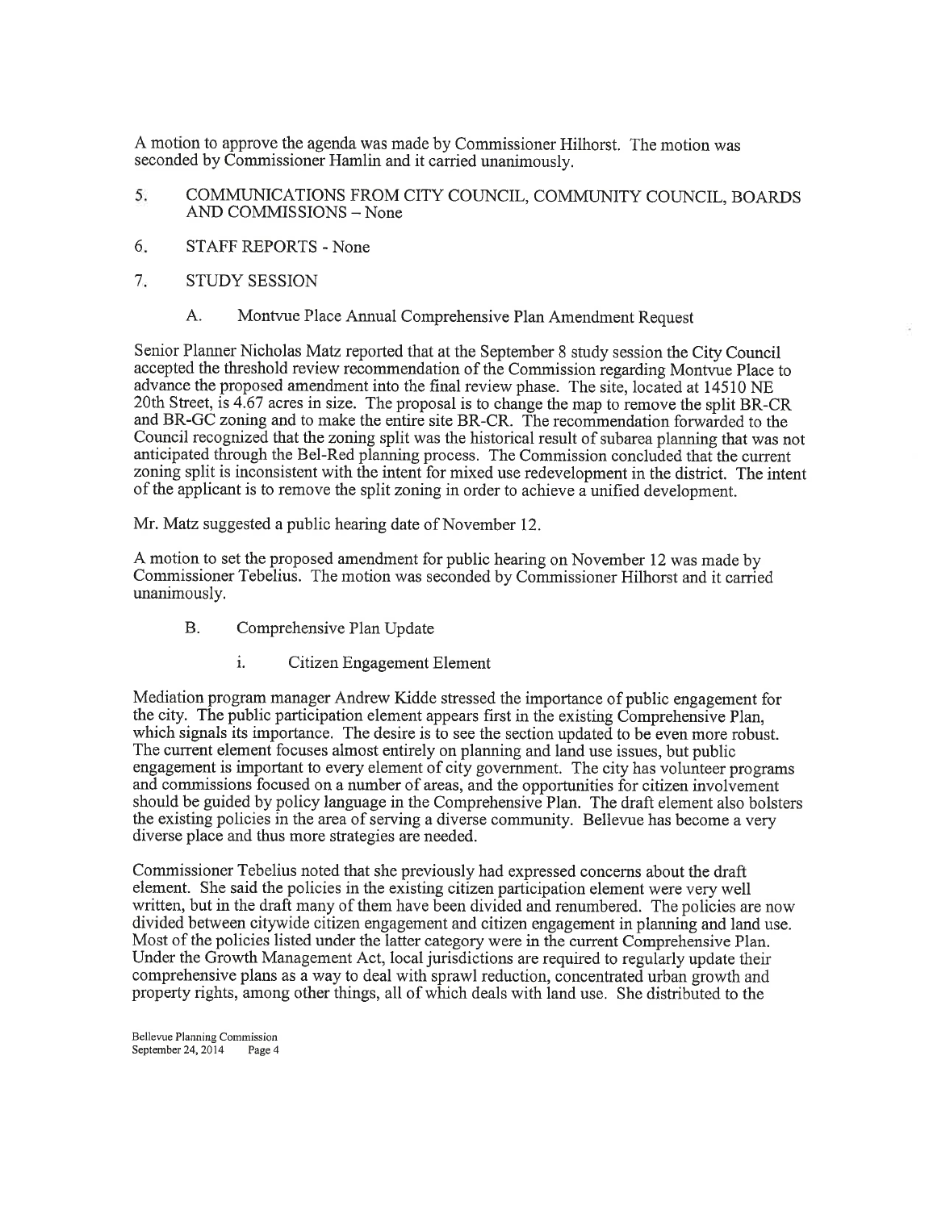A motion to approve the agenda was made by Commissioner Hilhorst. The motion was seconded by Commissioner Hamlin and it carried unanimously.

5. COMMUNICATIONS FROM CITY COUNCIL, COMMUNITY COUNCIL, BOARDS AND COMMISSIONS – None

6. STAFF REPORTS - None

7. STUDY SESSION

A. Montvue Place Annual Comprehensive Plan Amendment Request

Senior Planner Nicholas Matz reported that at the September 8 study session the City Council accepted the threshold review recommendation of the Commission regarding Montvue Place to advance the proposed amendment into the final review phase. The site, located at 14510 NE 20th Street, is 4.67 acres in size. The proposal is to change the map to remove the split BR-CR and BR-GC zoning and to make the entire site BR-CR. The recommendation forwarded to the Council recognized that the zoning split was the historical result of subarea planning that was not anticipated through the Bel-Red planning process. The Commission concluded that the current zoning split is inconsistent with the intent for mixed use redevelopment in the district. The intent of the applicant is to remove the split zoning in order to achieve a unified development.

Mr. Matz suggested a public hearing date of November 12.

A motion to set the proposed amendment for public hearing on November 12 was made by Commissioner Tebelius. The motion was seconded by Commissioner Hilhorst and it carried unanimously.

B. Comprehensive Plan Update

i. Citizen Engagement Element

Mediation program manager Andrew Kidde stressed the importance of public engagement for the city. The public participation element appears first in the existing Comprehensive Plan, which signals its importance. The desire is to see the section updated to be even more robust. The current element focuses almost entirely on planning and land use issues, but public engagement is important to every element of city government. The city has volunteer programs and commissions focused on a number of areas, and the opportunities for citizen involvement should be guided by policy language in the Comprehensive Plan. The draft element also bolsters the existing policies in the area of serving a diverse community. Bellevue has become a very diverse place and thus more strategies are needed.

Commissioner Tebelius noted that she previously had expressed concerns about the draft element. She said the policies in the existing citizen participation element were very well written, but in the draft many of them have been divided and renumbered. The policies are now divided between citywide citizen engagement and citizen engagement in planning and land use. Most of the policies listed under the latter category were in the current Comprehensive Plan. Under the Growth Management Act, local jurisdictions are required to regularly update their comprehensive plans as a way to deal with sprawl reduction, concentrated urban growth and property rights, among other things, all of which deals with land use. She distributed to the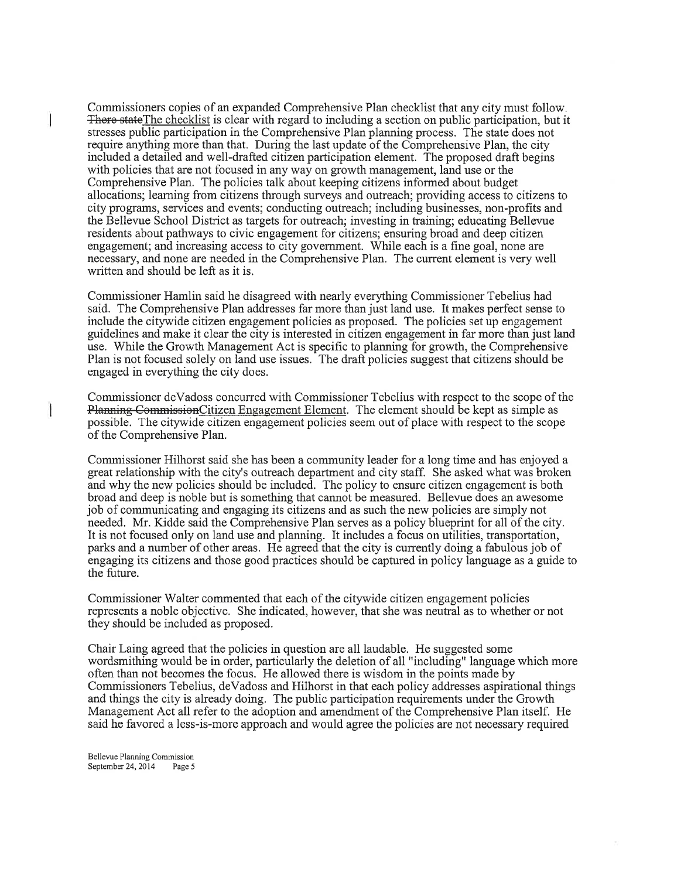Commissioners copies of an expanded Comprehensive Plan checklist that any city must follow. ~~There state~~The checklist is clear with regard to including a section on public participation, but it stresses public participation in the Comprehensive Plan planning process. The state does not require anything more than that. During the last update of the Comprehensive Plan, the city included a detailed and well-drafted citizen participation element. The proposed draft begins with policies that are not focused in any way on growth management, land use or the Comprehensive Plan. The policies talk about keeping citizens informed about budget allocations; learning from citizens through surveys and outreach; providing access to citizens to city programs, services and events; conducting outreach; including businesses, non-profits and the Bellevue School District as targets for outreach; investing in training; educating Bellevue residents about pathways to civic engagement for citizens; ensuring broad and deep citizen engagement; and increasing access to city government. While each is a fine goal, none are necessary, and none are needed in the Comprehensive Plan. The current element is very well written and should be left as it is.

Commissioner Hamlin said he disagreed with nearly everything Commissioner Tebelius had said. The Comprehensive Plan addresses far more than just land use. It makes perfect sense to include the citywide citizen engagement policies as proposed. The policies set up engagement guidelines and make it clear the city is interested in citizen engagement in far more than just land use. While the Growth Management Act is specific to planning for growth, the Comprehensive Plan is not focused solely on land use issues. The draft policies suggest that citizens should be engaged in everything the city does.

Commissioner deVadoss concurred with Commissioner Tebelius with respect to the scope of the ~~Planning Commission~~Citizen Engagement Element. The element should be kept as simple as possible. The citywide citizen engagement policies seem out of place with respect to the scope of the Comprehensive Plan.

Commissioner Hilhorst said she has been a community leader for a long time and has enjoyed a great relationship with the city's outreach department and city staff. She asked what was broken and why the new policies should be included. The policy to ensure citizen engagement is both broad and deep is noble but is something that cannot be measured. Bellevue does an awesome job of communicating and engaging its citizens and as such the new policies are simply not needed. Mr. Kidde said the Comprehensive Plan serves as a policy blueprint for all of the city. It is not focused only on land use and planning. It includes a focus on utilities, transportation, parks and a number of other areas. He agreed that the city is currently doing a fabulous job of engaging its citizens and those good practices should be captured in policy language as a guide to the future.

Commissioner Walter commented that each of the citywide citizen engagement policies represents a noble objective. She indicated, however, that she was neutral as to whether or not they should be included as proposed.

Chair Laing agreed that the policies in question are all laudable. He suggested some wordsmithing would be in order, particularly the deletion of all "including" language which more often than not becomes the focus. He allowed there is wisdom in the points made by Commissioners Tebelius, deVadoss and Hilhorst in that each policy addresses aspirational things and things the city is already doing. The public participation requirements under the Growth Management Act all refer to the adoption and amendment of the Comprehensive Plan itself. He said he favored a less-is-more approach and would agree the policies are not necessary required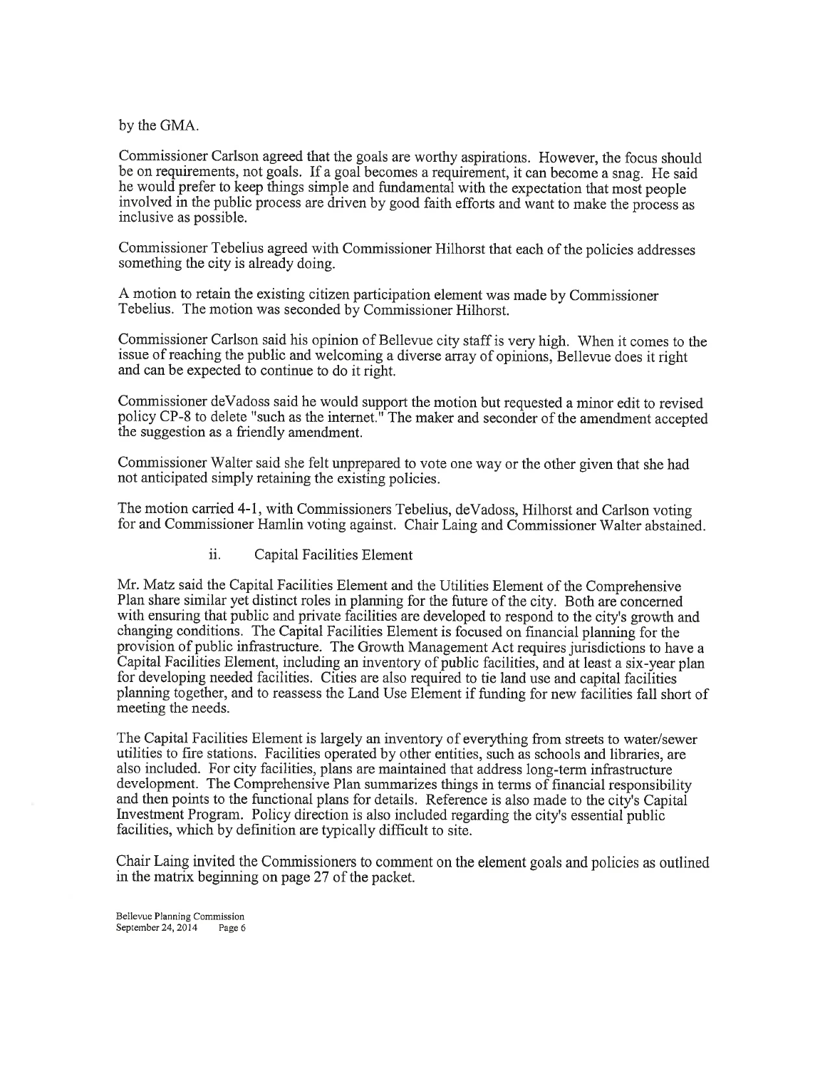by the GMA.

Commissioner Carlson agreed that the goals are worthy aspirations. However, the focus should be on requirements, not goals. If a goal becomes a requirement, it can become a snag. He said he would prefer to keep things simple and fundamental with the expectation that most people involved in the public process are driven by good faith efforts and want to make the process as inclusive as possible.

Commissioner Tebelius agreed with Commissioner Hilhorst that each of the policies addresses something the city is already doing.

A motion to retain the existing citizen participation element was made by Commissioner Tebelius. The motion was seconded by Commissioner Hilhorst.

Commissioner Carlson said his opinion of Bellevue city staff is very high. When it comes to the issue of reaching the public and welcoming a diverse array of opinions, Bellevue does it right and can be expected to continue to do it right.

Commissioner deVadoss said he would support the motion but requested a minor edit to revised policy CP-8 to delete "such as the internet." The maker and seconder of the amendment accepted the suggestion as a friendly amendment.

Commissioner Walter said she felt unprepared to vote one way or the other given that she had not anticipated simply retaining the existing policies.

The motion carried 4-1, with Commissioners Tebelius, deVadoss, Hilhorst and Carlson voting for and Commissioner Hamlin voting against. Chair Laing and Commissioner Walter abstained.

ii. Capital Facilities Element

Mr. Matz said the Capital Facilities Element and the Utilities Element of the Comprehensive Plan share similar yet distinct roles in planning for the future of the city. Both are concerned with ensuring that public and private facilities are developed to respond to the city's growth and changing conditions. The Capital Facilities Element is focused on financial planning for the provision of public infrastructure. The Growth Management Act requires jurisdictions to have a Capital Facilities Element, including an inventory of public facilities, and at least a six-year plan for developing needed facilities. Cities are also required to tie land use and capital facilities planning together, and to reassess the Land Use Element if funding for new facilities fall short of meeting the needs.

The Capital Facilities Element is largely an inventory of everything from streets to water/sewer utilities to fire stations. Facilities operated by other entities, such as schools and libraries, are also included. For city facilities, plans are maintained that address long-term infrastructure development. The Comprehensive Plan summarizes things in terms of financial responsibility and then points to the functional plans for details. Reference is also made to the city's Capital Investment Program. Policy direction is also included regarding the city's essential public facilities, which by definition are typically difficult to site.

Chair Laing invited the Commissioners to comment on the element goals and policies as outlined in the matrix beginning on page 27 of the packet.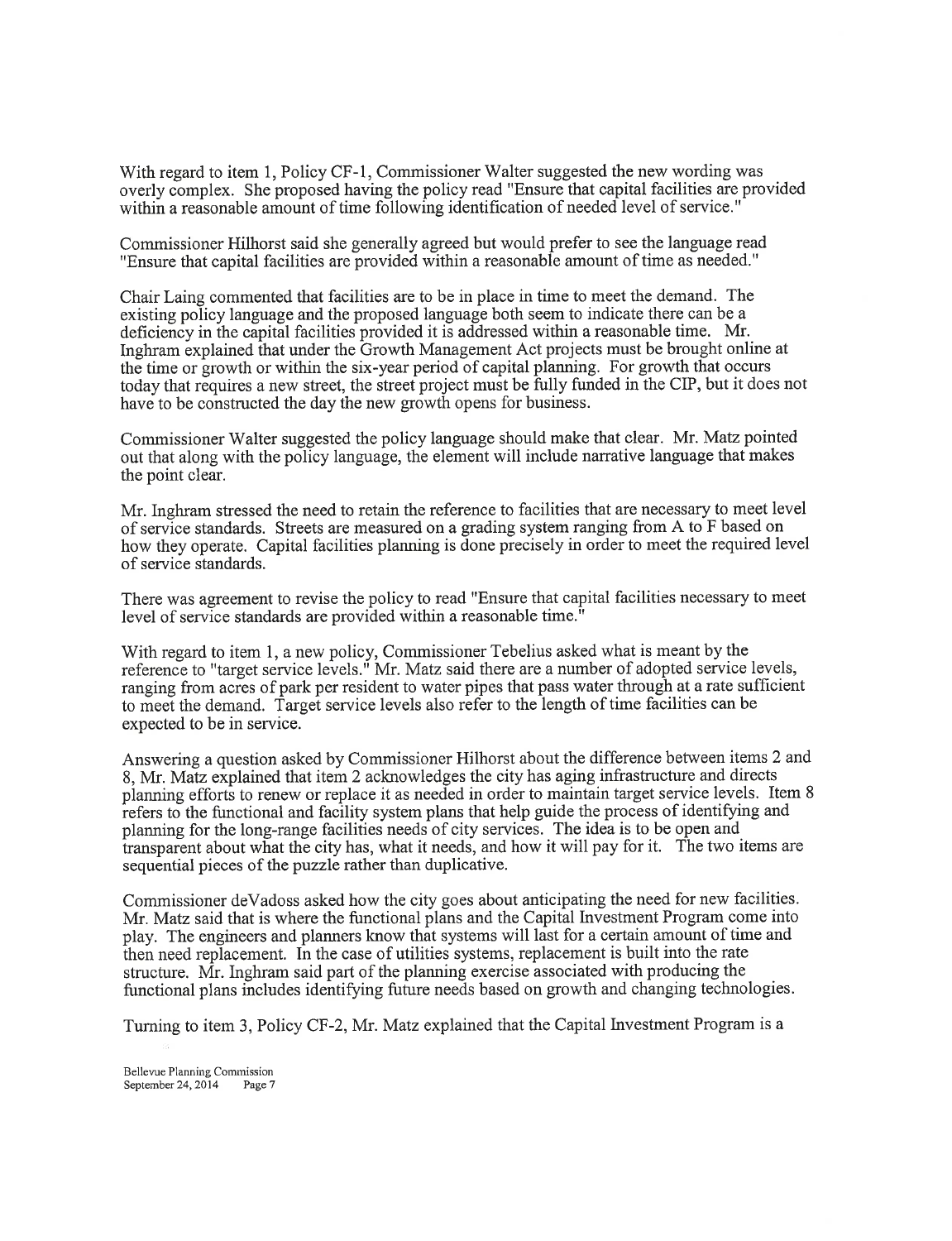With regard to item 1, Policy CF-1, Commissioner Walter suggested the new wording was overly complex. She proposed having the policy read "Ensure that capital facilities are provided within a reasonable amount of time following identification of needed level of service."

Commissioner Hilhorst said she generally agreed but would prefer to see the language read "Ensure that capital facilities are provided within a reasonable amount of time as needed."

Chair Laing commented that facilities are to be in place in time to meet the demand. The existing policy language and the proposed language both seem to indicate there can be a deficiency in the capital facilities provided it is addressed within a reasonable time. Mr. Inghram explained that under the Growth Management Act projects must be brought online at the time or growth or within the six-year period of capital planning. For growth that occurs today that requires a new street, the street project must be fully funded in the CIP, but it does not have to be constructed the day the new growth opens for business.

Commissioner Walter suggested the policy language should make that clear. Mr. Matz pointed out that along with the policy language, the element will include narrative language that makes the point clear.

Mr. Inghram stressed the need to retain the reference to facilities that are necessary to meet level of service standards. Streets are measured on a grading system ranging from A to F based on how they operate. Capital facilities planning is done precisely in order to meet the required level of service standards.

There was agreement to revise the policy to read "Ensure that capital facilities necessary to meet level of service standards are provided within a reasonable time."

With regard to item 1, a new policy, Commissioner Tebelius asked what is meant by the reference to "target service levels." Mr. Matz said there are a number of adopted service levels, ranging from acres of park per resident to water pipes that pass water through at a rate sufficient to meet the demand. Target service levels also refer to the length of time facilities can be expected to be in service.

Answering a question asked by Commissioner Hilhorst about the difference between items 2 and 8, Mr. Matz explained that item 2 acknowledges the city has aging infrastructure and directs planning efforts to renew or replace it as needed in order to maintain target service levels. Item 8 refers to the functional and facility system plans that help guide the process of identifying and planning for the long-range facilities needs of city services. The idea is to be open and transparent about what the city has, what it needs, and how it will pay for it. The two items are sequential pieces of the puzzle rather than duplicative.

Commissioner deVadoss asked how the city goes about anticipating the need for new facilities. Mr. Matz said that is where the functional plans and the Capital Investment Program come into play. The engineers and planners know that systems will last for a certain amount of time and then need replacement. In the case of utilities systems, replacement is built into the rate structure. Mr. Inghram said part of the planning exercise associated with producing the functional plans includes identifying future needs based on growth and changing technologies.

Turning to item 3, Policy CF-2, Mr. Matz explained that the Capital Investment Program is a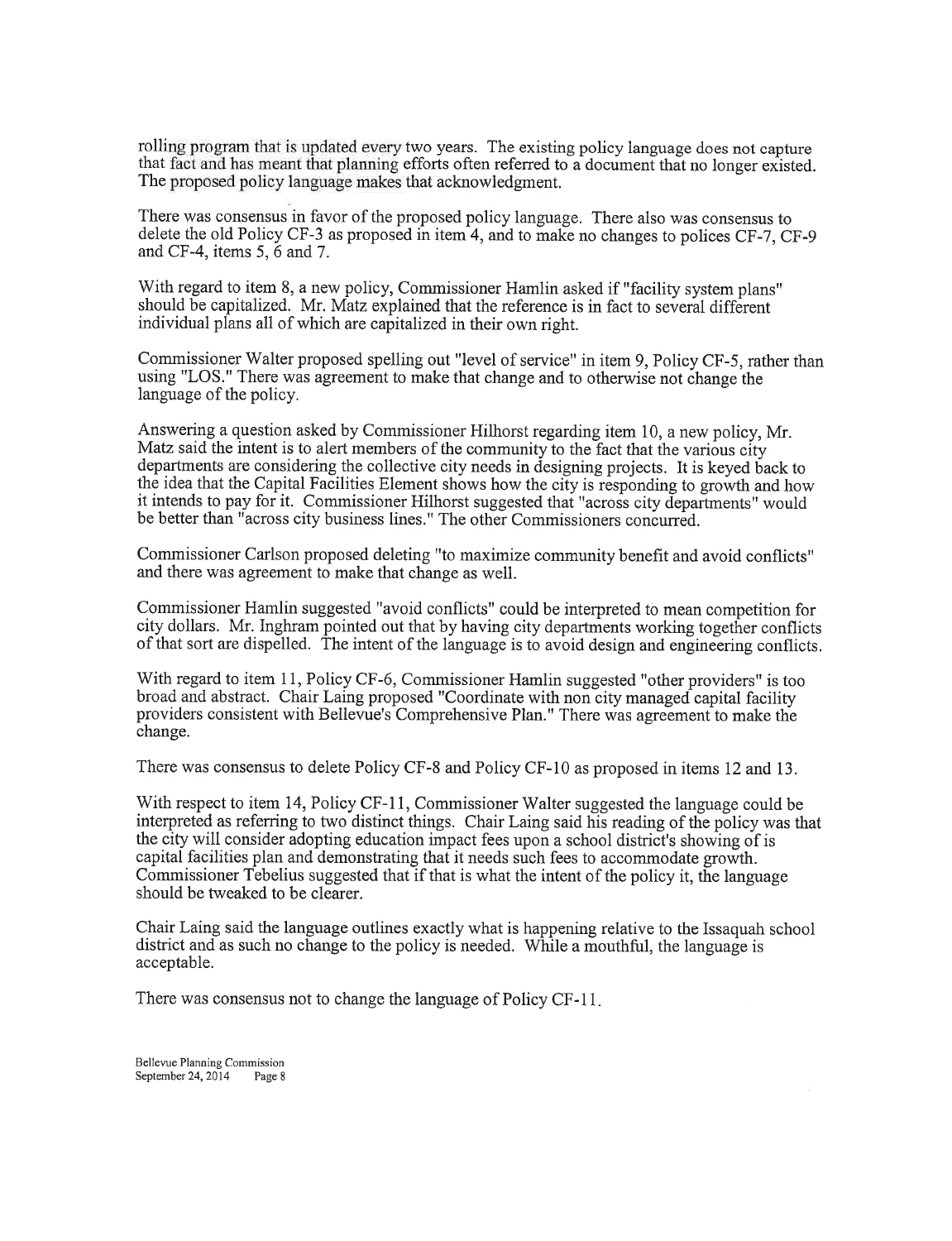rolling program that is updated every two years. The existing policy language does not capture that fact and has meant that planning efforts often referred to a document that no longer existed. The proposed policy language makes that acknowledgment.

There was consensus in favor of the proposed policy language. There also was consensus to delete the old Policy CF-3 as proposed in item 4, and to make no changes to polices CF-7, CF-9 and CF-4, items 5, 6 and 7.

With regard to item 8, a new policy, Commissioner Hamlin asked if "facility system plans" should be capitalized. Mr. Matz explained that the reference is in fact to several different individual plans all of which are capitalized in their own right.

Commissioner Walter proposed spelling out "level of service" in item 9, Policy CF-5, rather than using "LOS." There was agreement to make that change and to otherwise not change the language of the policy.

Answering a question asked by Commissioner Hilhorst regarding item 10, a new policy, Mr. Matz said the intent is to alert members of the community to the fact that the various city departments are considering the collective city needs in designing projects. It is keyed back to the idea that the Capital Facilities Element shows how the city is responding to growth and how it intends to pay for it. Commissioner Hilhorst suggested that "across city departments" would be better than "across city business lines." The other Commissioners concurred.

Commissioner Carlson proposed deleting "to maximize community benefit and avoid conflicts" and there was agreement to make that change as well.

Commissioner Hamlin suggested "avoid conflicts" could be interpreted to mean competition for city dollars. Mr. Inghram pointed out that by having city departments working together conflicts of that sort are dispelled. The intent of the language is to avoid design and engineering conflicts.

With regard to item 11, Policy CF-6, Commissioner Hamlin suggested "other providers" is too broad and abstract. Chair Laing proposed "Coordinate with non city managed capital facility providers consistent with Bellevue's Comprehensive Plan." There was agreement to make the change.

There was consensus to delete Policy CF-8 and Policy CF-10 as proposed in items 12 and 13.

With respect to item 14, Policy CF-11, Commissioner Walter suggested the language could be interpreted as referring to two distinct things. Chair Laing said his reading of the policy was that the city will consider adopting education impact fees upon a school district's showing of is capital facilities plan and demonstrating that it needs such fees to accommodate growth. Commissioner Tebelius suggested that if that is what the intent of the policy it, the language should be tweaked to be clearer.

Chair Laing said the language outlines exactly what is happening relative to the Issaquah school district and as such no change to the policy is needed. While a mouthful, the language is acceptable.

There was consensus not to change the language of Policy CF-11.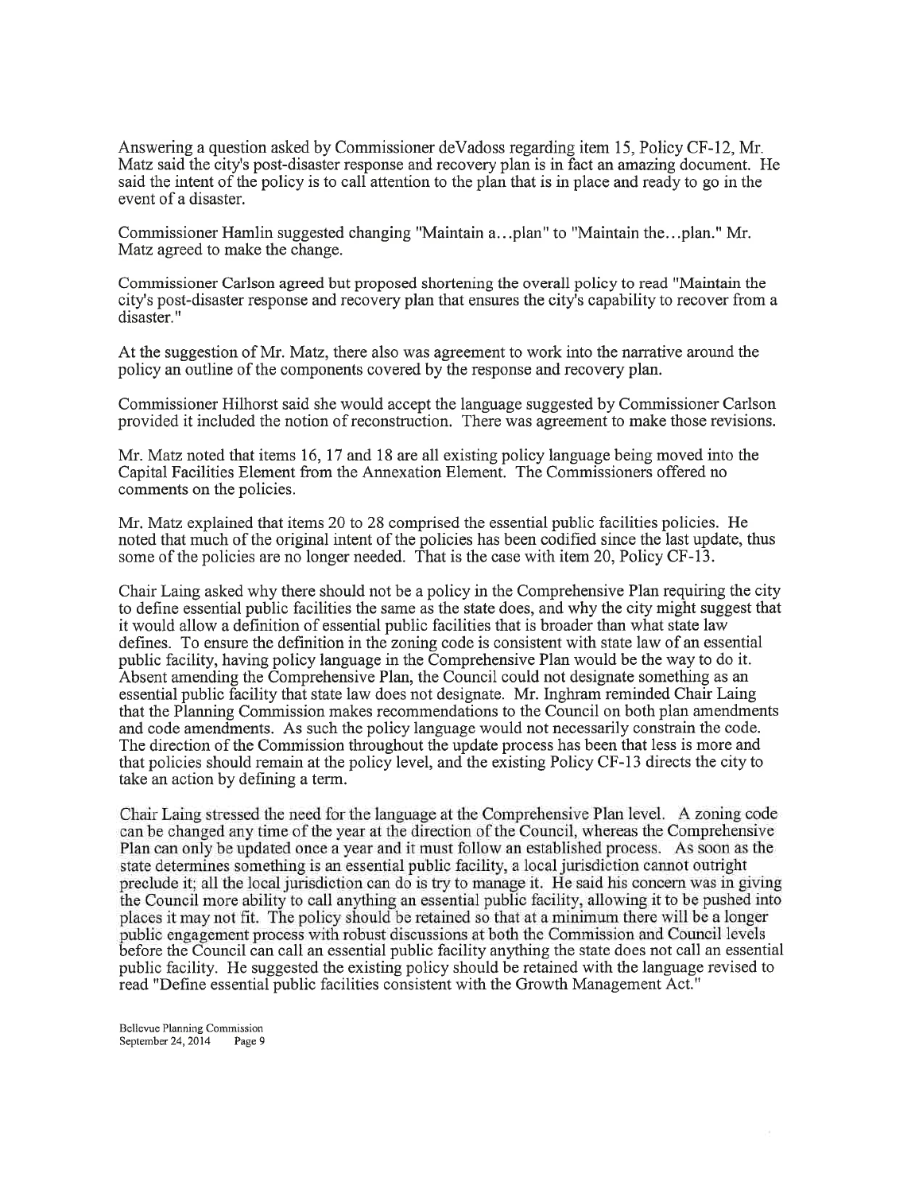Answering a question asked by Commissioner deVadoss regarding item 15, Policy CF-12, Mr. Matz said the city's post-disaster response and recovery plan is in fact an amazing document. He said the intent of the policy is to call attention to the plan that is in place and ready to go in the event of a disaster.

Commissioner Hamlin suggested changing "Maintain a...plan" to "Maintain the...plan." Mr. Matz agreed to make the change.

Commissioner Carlson agreed but proposed shortening the overall policy to read "Maintain the city's post-disaster response and recovery plan that ensures the city's capability to recover from a disaster."

At the suggestion of Mr. Matz, there also was agreement to work into the narrative around the policy an outline of the components covered by the response and recovery plan.

Commissioner Hilhorst said she would accept the language suggested by Commissioner Carlson provided it included the notion of reconstruction. There was agreement to make those revisions.

Mr. Matz noted that items 16, 17 and 18 are all existing policy language being moved into the Capital Facilities Element from the Annexation Element. The Commissioners offered no comments on the policies.

Mr. Matz explained that items 20 to 28 comprised the essential public facilities policies. He noted that much of the original intent of the policies has been codified since the last update, thus some of the policies are no longer needed. That is the case with item 20, Policy CF-13.

Chair Laing asked why there should not be a policy in the Comprehensive Plan requiring the city to define essential public facilities the same as the state does, and why the city might suggest that it would allow a definition of essential public facilities that is broader than what state law defines. To ensure the definition in the zoning code is consistent with state law of an essential public facility, having policy language in the Comprehensive Plan would be the way to do it. Absent amending the Comprehensive Plan, the Council could not designate something as an essential public facility that state law does not designate. Mr. Inghram reminded Chair Laing that the Planning Commission makes recommendations to the Council on both plan amendments and code amendments. As such the policy language would not necessarily constrain the code. The direction of the Commission throughout the update process has been that less is more and that policies should remain at the policy level, and the existing Policy CF-13 directs the city to take an action by defining a term.

Chair Laing stressed the need for the language at the Comprehensive Plan level. A zoning code can be changed any time of the year at the direction of the Council, whereas the Comprehensive Plan can only be updated once a year and it must follow an established process. As soon as the state determines something is an essential public facility, a local jurisdiction cannot outright preclude it; all the local jurisdiction can do is try to manage it. He said his concern was in giving the Council more ability to call anything an essential public facility, allowing it to be pushed into places it may not fit. The policy should be retained so that at a minimum there will be a longer public engagement process with robust discussions at both the Commission and Council levels before the Council can call an essential public facility anything the state does not call an essential public facility. He suggested the existing policy should be retained with the language revised to read "Define essential public facilities consistent with the Growth Management Act."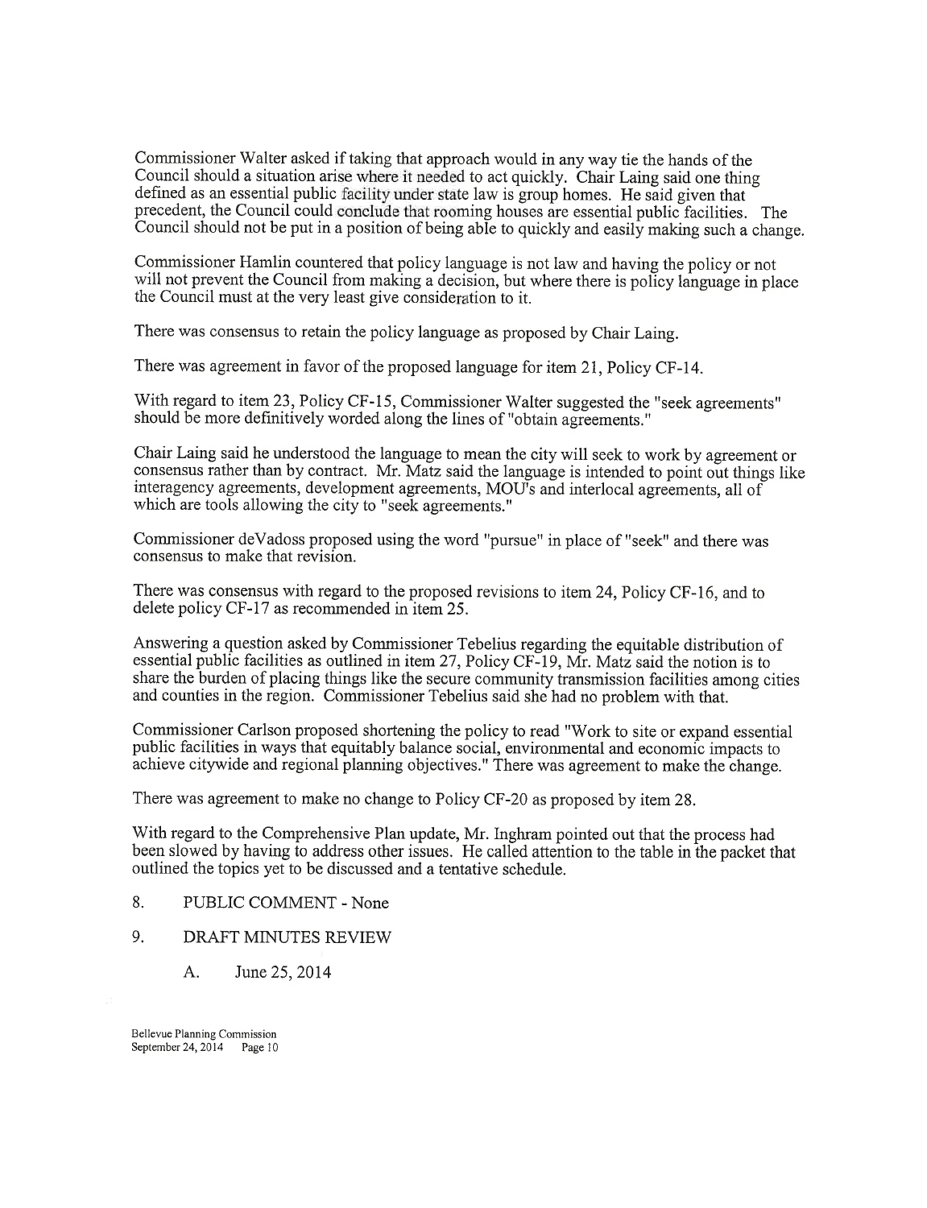Commissioner Walter asked if taking that approach would in any way tie the hands of the Council should a situation arise where it needed to act quickly. Chair Laing said one thing defined as an essential public facility under state law is group homes. He said given that precedent, the Council could conclude that rooming houses are essential public facilities. The Council should not be put in a position of being able to quickly and easily making such a change.

Commissioner Hamlin countered that policy language is not law and having the policy or not will not prevent the Council from making a decision, but where there is policy language in place the Council must at the very least give consideration to it.

There was consensus to retain the policy language as proposed by Chair Laing.

There was agreement in favor of the proposed language for item 21, Policy CF-14.

With regard to item 23, Policy CF-15, Commissioner Walter suggested the "seek agreements" should be more definitively worded along the lines of "obtain agreements."

Chair Laing said he understood the language to mean the city will seek to work by agreement or consensus rather than by contract. Mr. Matz said the language is intended to point out things like interagency agreements, development agreements, MOU's and interlocal agreements, all of which are tools allowing the city to "seek agreements."

Commissioner deVadoss proposed using the word "pursue" in place of "seek" and there was consensus to make that revision.

There was consensus with regard to the proposed revisions to item 24, Policy CF-16, and to delete policy CF-17 as recommended in item 25.

Answering a question asked by Commissioner Tebelius regarding the equitable distribution of essential public facilities as outlined in item 27, Policy CF-19, Mr. Matz said the notion is to share the burden of placing things like the secure community transmission facilities among cities and counties in the region. Commissioner Tebelius said she had no problem with that.

Commissioner Carlson proposed shortening the policy to read "Work to site or expand essential public facilities in ways that equitably balance social, environmental and economic impacts to achieve citywide and regional planning objectives." There was agreement to make the change.

There was agreement to make no change to Policy CF-20 as proposed by item 28.

With regard to the Comprehensive Plan update, Mr. Inghram pointed out that the process had been slowed by having to address other issues. He called attention to the table in the packet that outlined the topics yet to be discussed and a tentative schedule.

8. PUBLIC COMMENT - None

9. DRAFT MINUTES REVIEW

   A. June 25, 2014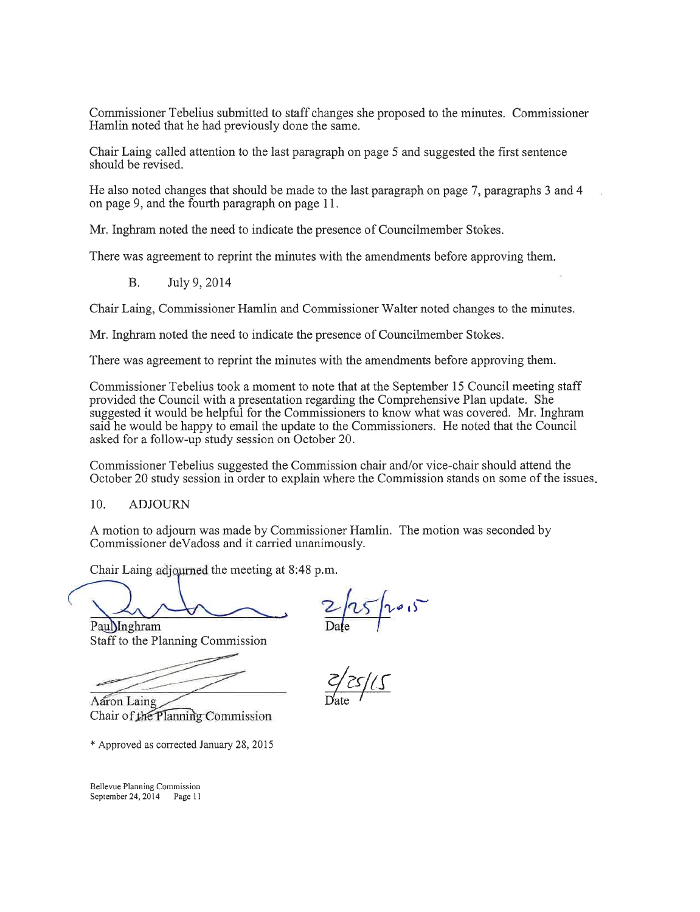Commissioner Tebelius submitted to staff changes she proposed to the minutes. Commissioner Hamlin noted that he had previously done the same.

Chair Laing called attention to the last paragraph on page 5 and suggested the first sentence should be revised.

He also noted changes that should be made to the last paragraph on page 7, paragraphs 3 and 4 on page 9, and the fourth paragraph on page 11.

Mr. Inghram noted the need to indicate the presence of Councilmember Stokes.

There was agreement to reprint the minutes with the amendments before approving them.

B. July 9, 2014

Chair Laing, Commissioner Hamlin and Commissioner Walter noted changes to the minutes.

Mr. Inghram noted the need to indicate the presence of Councilmember Stokes.

There was agreement to reprint the minutes with the amendments before approving them.

Commissioner Tebelius took a moment to note that at the September 15 Council meeting staff provided the Council with a presentation regarding the Comprehensive Plan update. She suggested it would be helpful for the Commissioners to know what was covered. Mr. Inghram said he would be happy to email the update to the Commissioners. He noted that the Council asked for a follow-up study session on October 20.

Commissioner Tebelius suggested the Commission chair and/or vice-chair should attend the October 20 study session in order to explain where the Commission stands on some of the issues.

## 10. ADJOURN

A motion to adjourn was made by Commissioner Hamlin. The motion was seconded by Commissioner deVadoss and it carried unanimously.

Chair Laing adjourned the meeting at 8:48 p.m.

Paul Inghram
Staff to the Planning Commission

2/25/2015
Date

Aaron Laing
Chair of the Planning Commission

2/25/15
Date

* Approved as corrected January 28, 2015